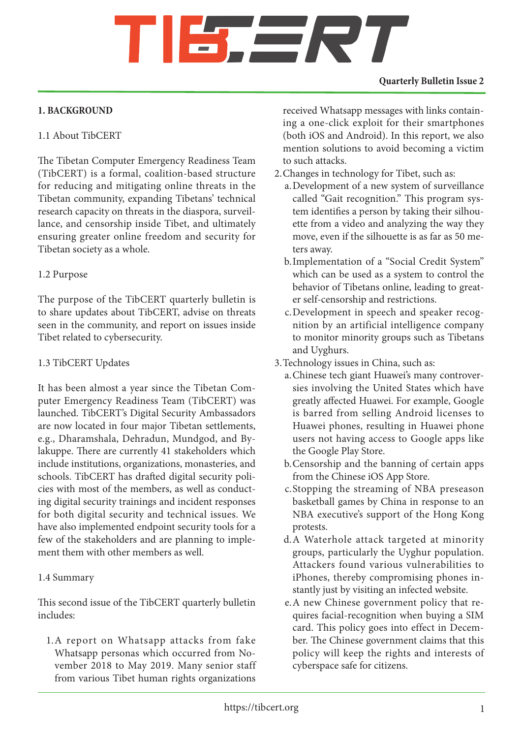# TIBCERT

**Quarterly Bulletin Issue 2**

## 1. BACKGROUND

### 1.1 About TibCERT

The Tibetan Computer Emergency Readiness Team (TibCERT) is a formal, coalition-based structure for reducing and mitigating online threats in the Tibetan community, expanding Tibetans' technical research capacity on threats in the diaspora, surveillance, and censorship inside Tibet, and ultimately ensuring greater online freedom and security for Tibetan society as a whole.

### 1.2 Purpose

The purpose of the TibCERT quarterly bulletin is to share updates about TibCERT, advise on threats seen in the community, and report on issues inside Tibet related to cybersecurity.

### 1.3 TibCERT Updates

It has been almost a year since the Tibetan Computer Emergency Readiness Team (TibCERT) was launched. TibCERT's Digital Security Ambassadors are now located in four major Tibetan settlements, e.g., Dharamshala, Dehradun, Mundgod, and Bylakuppe. There are currently 41 stakeholders which include institutions, organizations, monasteries, and schools. TibCERT has drafted digital security policies with most of the members, as well as conducting digital security trainings and incident responses for both digital security and technical issues. We have also implemented endpoint security tools for a few of the stakeholders and are planning to implement them with other members as well.

### 1.4 Summary

This second issue of the TibCERT quarterly bulletin includes:

1. A report on Whatsapp attacks from fake Whatsapp personas which occurred from November 2018 to May 2019. Many senior staff from various Tibet human rights organizations received Whatsapp messages with links containing a one-click exploit for their smartphones (both iOS and Android). In this report, we also mention solutions to avoid becoming a victim to such attacks.
2. Changes in technology for Tibet, such as:
   a. Development of a new system of surveillance called "Gait recognition." This program system identifies a person by taking their silhouette from a video and analyzing the way they move, even if the silhouette is as far as 50 meters away.
   b. Implementation of a "Social Credit System" which can be used as a system to control the behavior of Tibetans online, leading to greater self-censorship and restrictions.
   c. Development in speech and speaker recognition by an artificial intelligence company to monitor minority groups such as Tibetans and Uyghurs.
3. Technology issues in China, such as:
   a. Chinese tech giant Huawei's many controversies involving the United States which have greatly affected Huawei. For example, Google is barred from selling Android licenses to Huawei phones, resulting in Huawei phone users not having access to Google apps like the Google Play Store.
   b. Censorship and the banning of certain apps from the Chinese iOS App Store.
   c. Stopping the streaming of NBA preseason basketball games by China in response to an NBA executive's support of the Hong Kong protests.
   d. A Waterhole attack targeted at minority groups, particularly the Uyghur population. Attackers found various vulnerabilities to iPhones, thereby compromising phones instantly just by visiting an infected website.
   e. A new Chinese government policy that requires facial-recognition when buying a SIM card. This policy goes into effect in December. The Chinese government claims that this policy will keep the rights and interests of cyberspace safe for citizens.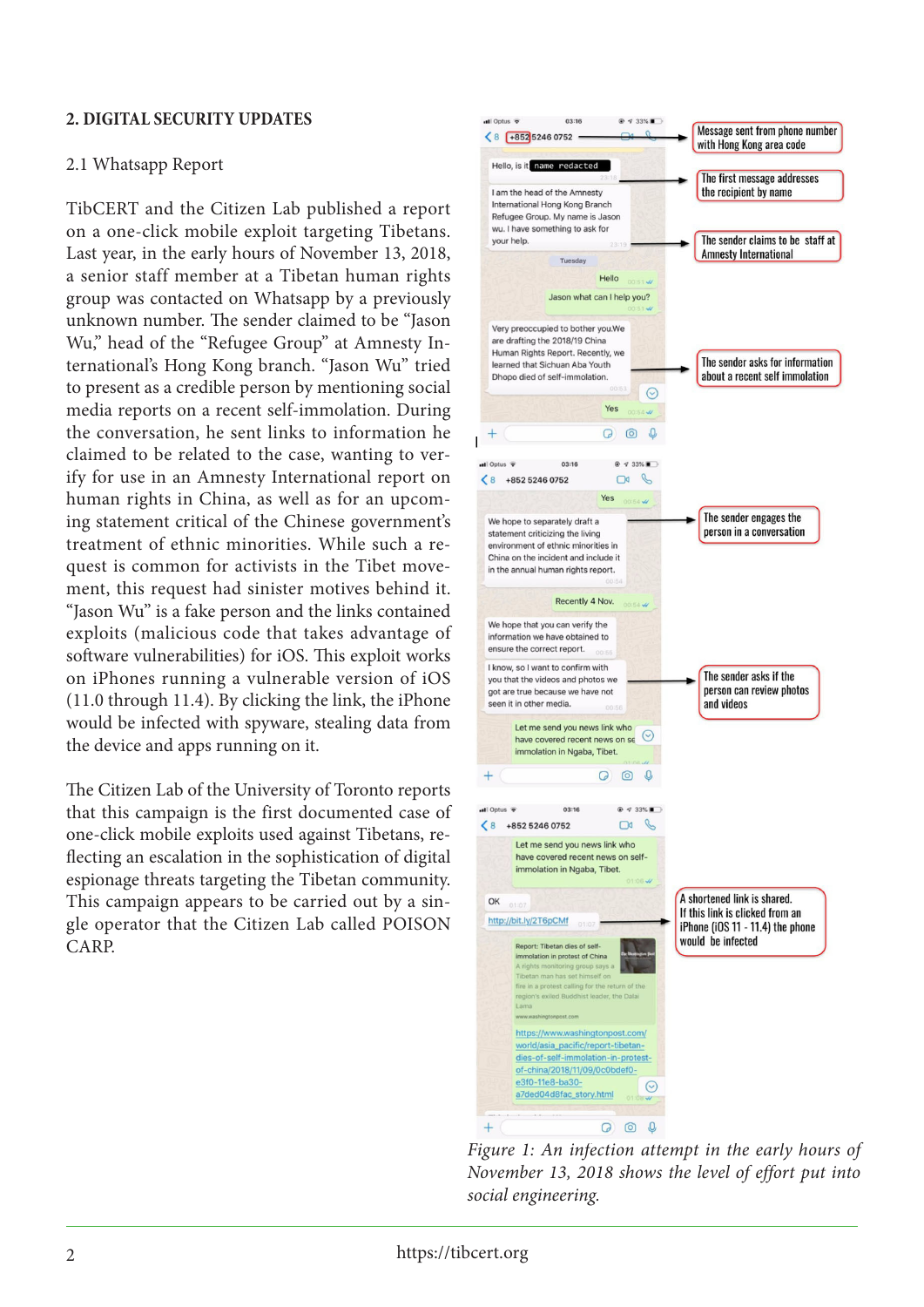## 2. DIGITAL SECURITY UPDATES

### 2.1 Whatsapp Report

TibCERT and the Citizen Lab published a report on a one-click mobile exploit targeting Tibetans. Last year, in the early hours of November 13, 2018, a senior staff member at a Tibetan human rights group was contacted on Whatsapp by a previously unknown number. The sender claimed to be "Jason Wu," head of the "Refugee Group" at Amnesty International's Hong Kong branch. "Jason Wu" tried to present as a credible person by mentioning social media reports on a recent self-immolation. During the conversation, he sent links to information he claimed to be related to the case, wanting to verify for use in an Amnesty International report on human rights in China, as well as for an upcoming statement critical of the Chinese government's treatment of ethnic minorities. While such a request is common for activists in the Tibet movement, this request had sinister motives behind it. "Jason Wu" is a fake person and the links contained exploits (malicious code that takes advantage of software vulnerabilities) for iOS. This exploit works on iPhones running a vulnerable version of iOS (11.0 through 11.4). By clicking the link, the iPhone would be infected with spyware, stealing data from the device and apps running on it.

The Citizen Lab of the University of Toronto reports that this campaign is the first documented case of one-click mobile exploits used against Tibetans, reflecting an escalation in the sophistication of digital espionage threats targeting the Tibetan community. This campaign appears to be carried out by a single operator that the Citizen Lab called POISON CARP.

*Figure 1: An infection attempt in the early hours of November 13, 2018 shows the level of effort put into social engineering.*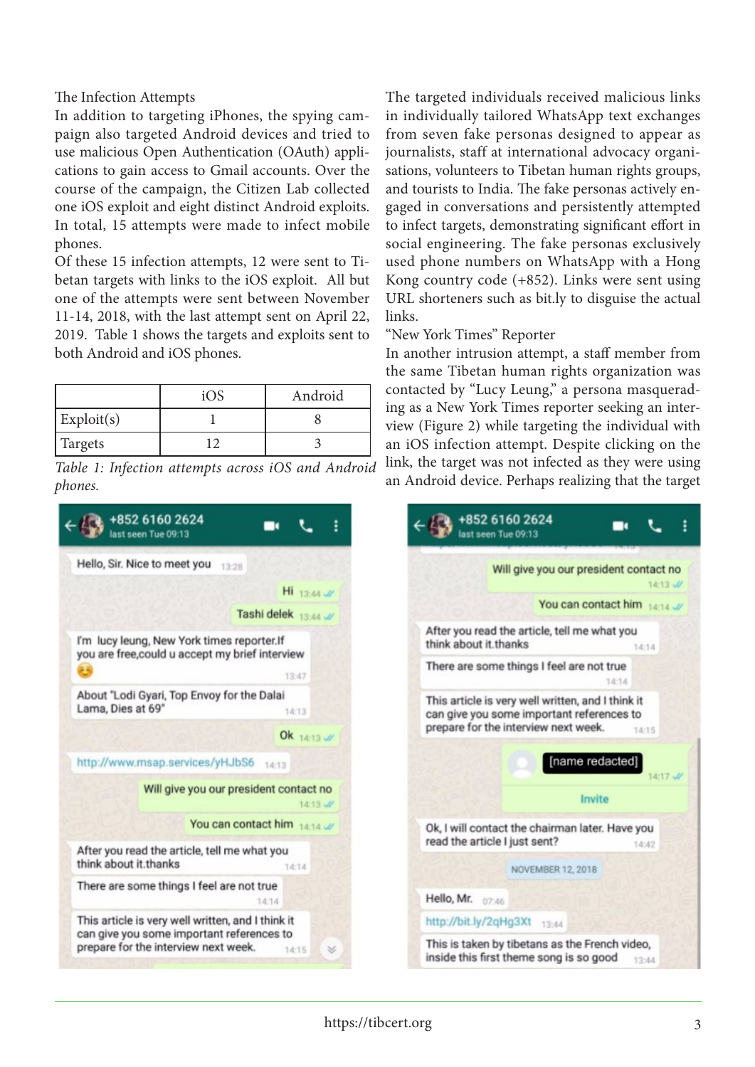### The Infection Attempts

In addition to targeting iPhones, the spying campaign also targeted Android devices and tried to use malicious Open Authentication (OAuth) applications to gain access to Gmail accounts. Over the course of the campaign, the Citizen Lab collected one iOS exploit and eight distinct Android exploits. In total, 15 attempts were made to infect mobile phones.

Of these 15 infection attempts, 12 were sent to Tibetan targets with links to the iOS exploit. All but one of the attempts were sent between November 11-14, 2018, with the last attempt sent on April 22, 2019. Table 1 shows the targets and exploits sent to both Android and iOS phones.

| | iOS | Android |
|---|---|---|
| Exploit(s) | 1 | 8 |
| Targets | 12 | 3 |

*Table 1: Infection attempts across iOS and Android phones.*

The targeted individuals received malicious links in individually tailored WhatsApp text exchanges from seven fake personas designed to appear as journalists, staff at international advocacy organisations, volunteers to Tibetan human rights groups, and tourists to India. The fake personas actively engaged in conversations and persistently attempted to infect targets, demonstrating significant effort in social engineering. The fake personas exclusively used phone numbers on WhatsApp with a Hong Kong country code (+852). Links were sent using URL shorteners such as bit.ly to disguise the actual links.

### "New York Times" Reporter

In another intrusion attempt, a staff member from the same Tibetan human rights organization was contacted by "Lucy Leung," a persona masquerading as a New York Times reporter seeking an interview (Figure 2) while targeting the individual with an iOS infection attempt. Despite clicking on the link, the target was not infected as they were using an Android device. Perhaps realizing that the target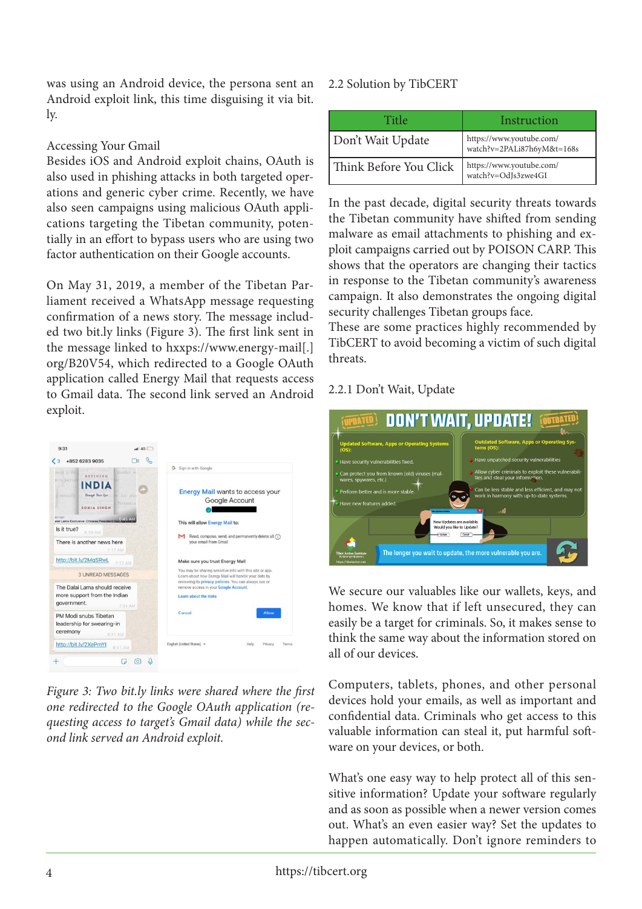was using an Android device, the persona sent an Android exploit link, this time disguising it via bit.ly.

### Accessing Your Gmail

Besides iOS and Android exploit chains, OAuth is also used in phishing attacks in both targeted operations and generic cyber crime. Recently, we have also seen campaigns using malicious OAuth applications targeting the Tibetan community, potentially in an effort to bypass users who are using two factor authentication on their Google accounts.

On May 31, 2019, a member of the Tibetan Parliament received a WhatsApp message requesting confirmation of a news story. The message included two bit.ly links (Figure 3). The first link sent in the message linked to hxxps://www.energy-mail[.]org/B20V54, which redirected to a Google OAuth application called Energy Mail that requests access to Gmail data. The second link served an Android exploit.

*Figure 3: Two bit.ly links were shared where the first one redirected to the Google OAuth application (requesting access to target's Gmail data) while the second link served an Android exploit.*

## 2.2 Solution by TibCERT

| Title | Instruction |
| --- | --- |
| Don't Wait Update | https://www.youtube.com/watch?v=2PALi87h6yM&t=168s |
| Think Before You Click | https://www.youtube.com/watch?v=OdJs3zwe4GI |

In the past decade, digital security threats towards the Tibetan community have shifted from sending malware as email attachments to phishing and exploit campaigns carried out by POISON CARP. This shows that the operators are changing their tactics in response to the Tibetan community's awareness campaign. It also demonstrates the ongoing digital security challenges Tibetan groups face.
These are some practices highly recommended by TibCERT to avoid becoming a victim of such digital threats.

### 2.2.1 Don't Wait, Update

We secure our valuables like our wallets, keys, and homes. We know that if left unsecured, they can easily be a target for criminals. So, it makes sense to think the same way about the information stored on all of our devices.

Computers, tablets, phones, and other personal devices hold your emails, as well as important and confidential data. Criminals who get access to this valuable information can steal it, put harmful software on your devices, or both.

What's one easy way to help protect all of this sensitive information? Update your software regularly and as soon as possible when a newer version comes out. What's an even easier way? Set the updates to happen automatically. Don't ignore reminders to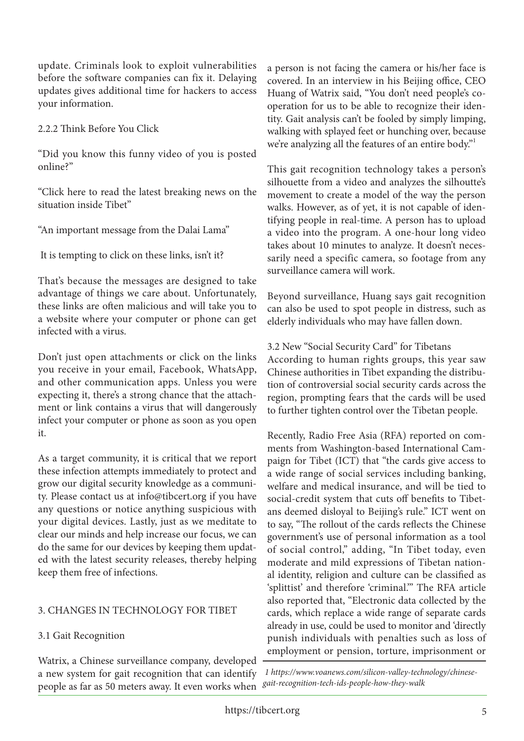update. Criminals look to exploit vulnerabilities before the software companies can fix it. Delaying updates gives additional time for hackers to access your information.

### 2.2.2 Think Before You Click

"Did you know this funny video of you is posted online?"

"Click here to read the latest breaking news on the situation inside Tibet"

"An important message from the Dalai Lama"

It is tempting to click on these links, isn't it?

That's because the messages are designed to take advantage of things we care about. Unfortunately, these links are often malicious and will take you to a website where your computer or phone can get infected with a virus.

Don't just open attachments or click on the links you receive in your email, Facebook, WhatsApp, and other communication apps. Unless you were expecting it, there's a strong chance that the attachment or link contains a virus that will dangerously infect your computer or phone as soon as you open it.

As a target community, it is critical that we report these infection attempts immediately to protect and grow our digital security knowledge as a community. Please contact us at info@tibcert.org if you have any questions or notice anything suspicious with your digital devices. Lastly, just as we meditate to clear our minds and help increase our focus, we can do the same for our devices by keeping them updated with the latest security releases, thereby helping keep them free of infections.

## 3. CHANGES IN TECHNOLOGY FOR TIBET

### 3.1 Gait Recognition

Watrix, a Chinese surveillance company, developed a new system for gait recognition that can identify people as far as 50 meters away. It even works when a person is not facing the camera or his/her face is covered. In an interview in his Beijing office, CEO Huang of Watrix said, "You don't need people's cooperation for us to be able to recognize their identity. Gait analysis can't be fooled by simply limping, walking with splayed feet or hunching over, because we're analyzing all the features of an entire body."[1]

This gait recognition technology takes a person's silhouette from a video and analyzes the silhoutte's movement to create a model of the way the person walks. However, as of yet, it is not capable of identifying people in real-time. A person has to upload a video into the program. A one-hour long video takes about 10 minutes to analyze. It doesn't necessarily need a specific camera, so footage from any surveillance camera will work.

Beyond surveillance, Huang says gait recognition can also be used to spot people in distress, such as elderly individuals who may have fallen down.

### 3.2 New "Social Security Card" for Tibetans

According to human rights groups, this year saw Chinese authorities in Tibet expanding the distribution of controversial social security cards across the region, prompting fears that the cards will be used to further tighten control over the Tibetan people.

Recently, Radio Free Asia (RFA) reported on comments from Washington-based International Campaign for Tibet (ICT) that "the cards give access to a wide range of social services including banking, welfare and medical insurance, and will be tied to social-credit system that cuts off benefits to Tibetans deemed disloyal to Beijing's rule." ICT went on to say, "The rollout of the cards reflects the Chinese government's use of personal information as a tool of social control," adding, "In Tibet today, even moderate and mild expressions of Tibetan national identity, religion and culture can be classified as 'splittist' and therefore 'criminal.'" The RFA article also reported that, "Electronic data collected by the cards, which replace a wide range of separate cards already in use, could be used to monitor and 'directly punish individuals with penalties such as loss of employment or pension, torture, imprisonment or

*1 https://www.voanews.com/silicon-valley-technology/chinese-gait-recognition-tech-ids-people-how-they-walk*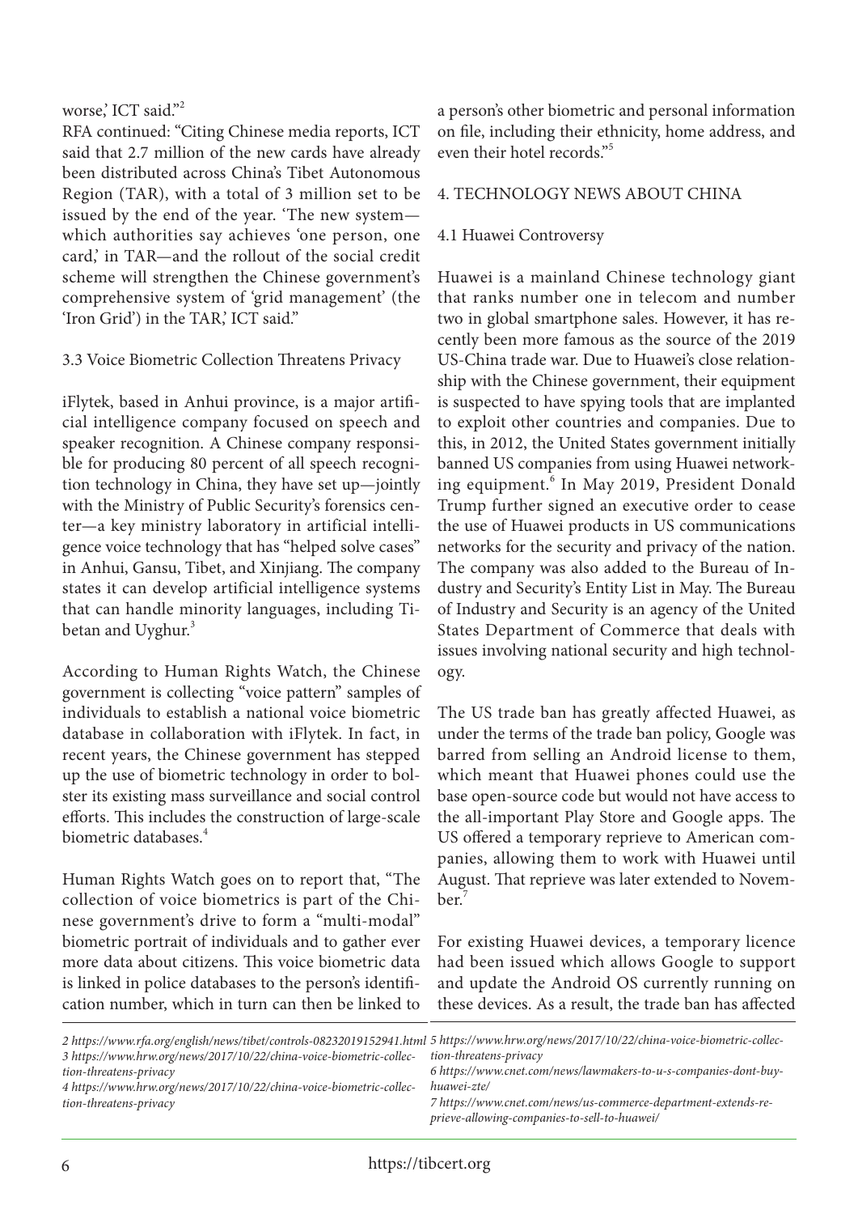worse,' ICT said."[2]

RFA continued: "Citing Chinese media reports, ICT said that 2.7 million of the new cards have already been distributed across China's Tibet Autonomous Region (TAR), with a total of 3 million set to be issued by the end of the year. 'The new system—which authorities say achieves 'one person, one card,' in TAR—and the rollout of the social credit scheme will strengthen the Chinese government's comprehensive system of 'grid management' (the 'Iron Grid') in the TAR,' ICT said."

### 3.3 Voice Biometric Collection Threatens Privacy

iFlytek, based in Anhui province, is a major artificial intelligence company focused on speech and speaker recognition. A Chinese company responsible for producing 80 percent of all speech recognition technology in China, they have set up—jointly with the Ministry of Public Security's forensics center—a key ministry laboratory in artificial intelligence voice technology that has "helped solve cases" in Anhui, Gansu, Tibet, and Xinjiang. The company states it can develop artificial intelligence systems that can handle minority languages, including Tibetan and Uyghur.[3]

According to Human Rights Watch, the Chinese government is collecting "voice pattern" samples of individuals to establish a national voice biometric database in collaboration with iFlytek. In fact, in recent years, the Chinese government has stepped up the use of biometric technology in order to bolster its existing mass surveillance and social control efforts. This includes the construction of large-scale biometric databases.[4]

Human Rights Watch goes on to report that, "The collection of voice biometrics is part of the Chinese government's drive to form a "multi-modal" biometric portrait of individuals and to gather ever more data about citizens. This voice biometric data is linked in police databases to the person's identification number, which in turn can then be linked to a person's other biometric and personal information on file, including their ethnicity, home address, and even their hotel records."[5]

## 4. TECHNOLOGY NEWS ABOUT CHINA

### 4.1 Huawei Controversy

Huawei is a mainland Chinese technology giant that ranks number one in telecom and number two in global smartphone sales. However, it has recently been more famous as the source of the 2019 US-China trade war. Due to Huawei's close relationship with the Chinese government, their equipment is suspected to have spying tools that are implanted to exploit other countries and companies. Due to this, in 2012, the United States government initially banned US companies from using Huawei networking equipment.[6] In May 2019, President Donald Trump further signed an executive order to cease the use of Huawei products in US communications networks for the security and privacy of the nation. The company was also added to the Bureau of Industry and Security's Entity List in May. The Bureau of Industry and Security is an agency of the United States Department of Commerce that deals with issues involving national security and high technology.

The US trade ban has greatly affected Huawei, as under the terms of the trade ban policy, Google was barred from selling an Android license to them, which meant that Huawei phones could use the base open-source code but would not have access to the all-important Play Store and Google apps. The US offered a temporary reprieve to American companies, allowing them to work with Huawei until August. That reprieve was later extended to November.[7]

For existing Huawei devices, a temporary licence had been issued which allows Google to support and update the Android OS currently running on these devices. As a result, the trade ban has affected

---

*2 https://www.rfa.org/english/news/tibet/controls-08232019152941.html*

*3 https://www.hrw.org/news/2017/10/22/china-voice-biometric-collection-threatens-privacy*

*4 https://www.hrw.org/news/2017/10/22/china-voice-biometric-collection-threatens-privacy*

*5 https://www.hrw.org/news/2017/10/22/china-voice-biometric-collection-threatens-privacy*

*6 https://www.cnet.com/news/lawmakers-to-u-s-companies-dont-buy-huawei-zte/*

*7 https://www.cnet.com/news/us-commerce-department-extends-reprieve-allowing-companies-to-sell-to-huawei/*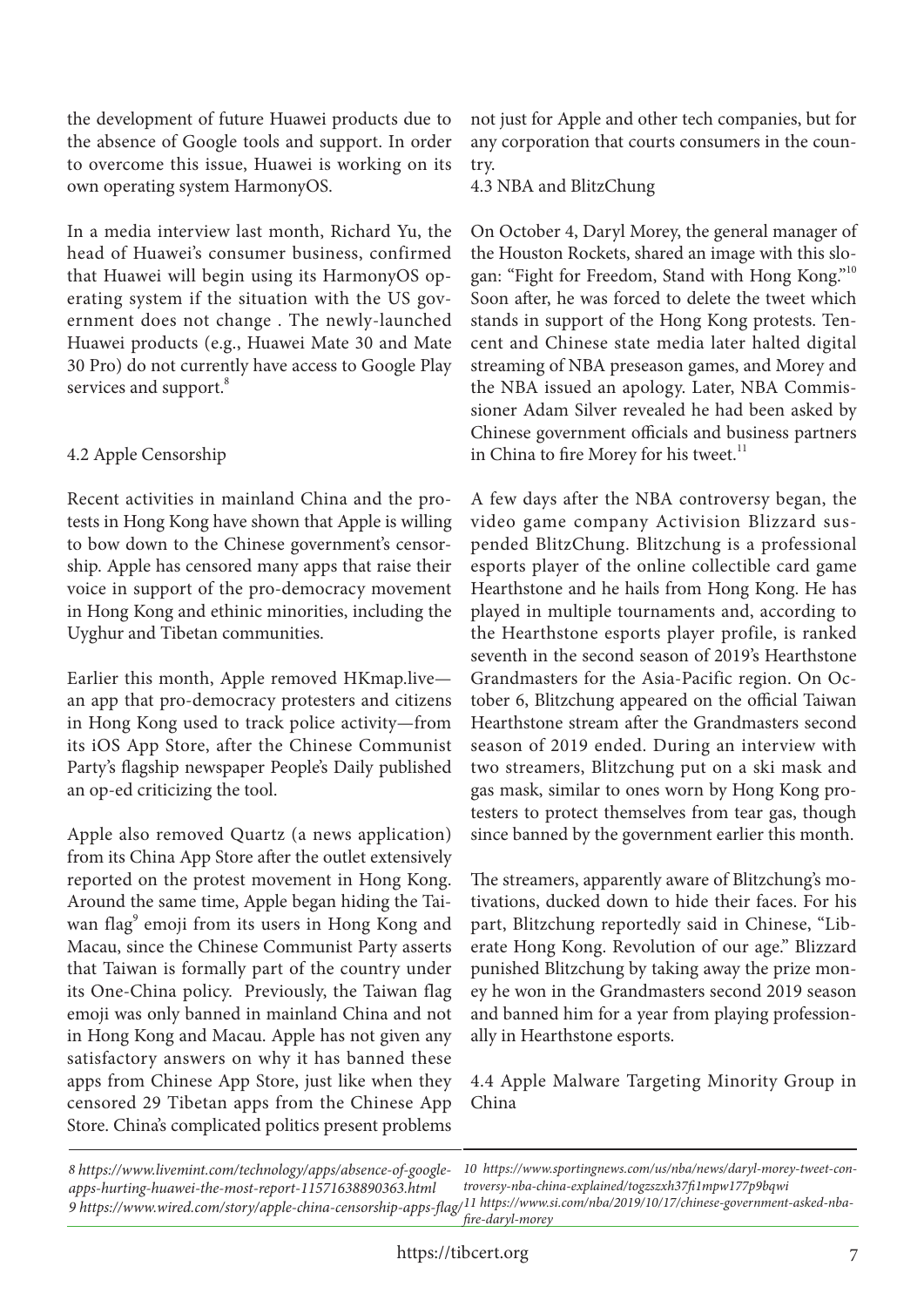the development of future Huawei products due to the absence of Google tools and support. In order to overcome this issue, Huawei is working on its own operating system HarmonyOS.

In a media interview last month, Richard Yu, the head of Huawei's consumer business, confirmed that Huawei will begin using its HarmonyOS operating system if the situation with the US government does not change . The newly-launched Huawei products (e.g., Huawei Mate 30 and Mate 30 Pro) do not currently have access to Google Play services and support.[8]

### 4.2 Apple Censorship

Recent activities in mainland China and the protests in Hong Kong have shown that Apple is willing to bow down to the Chinese government's censorship. Apple has censored many apps that raise their voice in support of the pro-democracy movement in Hong Kong and ethinic minorities, including the Uyghur and Tibetan communities.

Earlier this month, Apple removed HKmap.live—an app that pro-democracy protesters and citizens in Hong Kong used to track police activity—from its iOS App Store, after the Chinese Communist Party's flagship newspaper People's Daily published an op-ed criticizing the tool.

Apple also removed Quartz (a news application) from its China App Store after the outlet extensively reported on the protest movement in Hong Kong. Around the same time, Apple began hiding the Taiwan flag[9] emoji from its users in Hong Kong and Macau, since the Chinese Communist Party asserts that Taiwan is formally part of the country under its One-China policy. Previously, the Taiwan flag emoji was only banned in mainland China and not in Hong Kong and Macau. Apple has not given any satisfactory answers on why it has banned these apps from Chinese App Store, just like when they censored 29 Tibetan apps from the Chinese App Store. China's complicated politics present problems not just for Apple and other tech companies, but for any corporation that courts consumers in the country.

### 4.3 NBA and BlitzChung

On October 4, Daryl Morey, the general manager of the Houston Rockets, shared an image with this slogan: "Fight for Freedom, Stand with Hong Kong."[10] Soon after, he was forced to delete the tweet which stands in support of the Hong Kong protests. Tencent and Chinese state media later halted digital streaming of NBA preseason games, and Morey and the NBA issued an apology. Later, NBA Commissioner Adam Silver revealed he had been asked by Chinese government officials and business partners in China to fire Morey for his tweet.[11]

A few days after the NBA controversy began, the video game company Activision Blizzard suspended BlitzChung. Blitzchung is a professional esports player of the online collectible card game Hearthstone and he hails from Hong Kong. He has played in multiple tournaments and, according to the Hearthstone esports player profile, is ranked seventh in the second season of 2019's Hearthstone Grandmasters for the Asia-Pacific region. On October 6, Blitzchung appeared on the official Taiwan Hearthstone stream after the Grandmasters second season of 2019 ended. During an interview with two streamers, Blitzchung put on a ski mask and gas mask, similar to ones worn by Hong Kong protesters to protect themselves from tear gas, though since banned by the government earlier this month.

The streamers, apparently aware of Blitzchung's motivations, ducked down to hide their faces. For his part, Blitzchung reportedly said in Chinese, "Liberate Hong Kong. Revolution of our age." Blizzard punished Blitzchung by taking away the prize money he won in the Grandmasters second 2019 season and banned him for a year from playing professionally in Hearthstone esports.

### 4.4 Apple Malware Targeting Minority Group in China

---

*8 https://www.livemint.com/technology/apps/absence-of-google-apps-hurting-huawei-the-most-report-11571638890363.html*

*9 https://www.wired.com/story/apple-china-censorship-apps-flag/*

*10 https://www.sportingnews.com/us/nba/news/daryl-morey-tweet-controversy-nba-china-explained/togzszxh37fi1mpw177p9bqwi*

*11 https://www.si.com/nba/2019/10/17/chinese-government-asked-nba-fire-daryl-morey*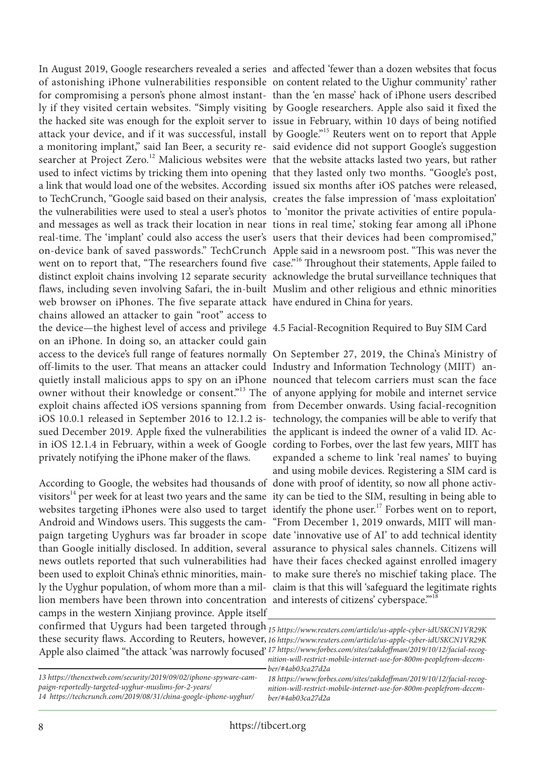In August 2019, Google researchers revealed a series of astonishing iPhone vulnerabilities responsible for compromising a person's phone almost instantly if they visited certain websites. "Simply visiting the hacked site was enough for the exploit server to attack your device, and if it was successful, install a monitoring implant," said Ian Beer, a security researcher at Project Zero.[12] Malicious websites were used to infect victims by tricking them into opening a link that would load one of the websites. According to TechCrunch, "Google said based on their analysis, the vulnerabilities were used to steal a user's photos and messages as well as track their location in near real-time. The 'implant' could also access the user's on-device bank of saved passwords." TechCrunch went on to report that, "The researchers found five distinct exploit chains involving 12 separate security flaws, including seven involving Safari, the in-built web browser on iPhones. The five separate attack chains allowed an attacker to gain "root" access to the device—the highest level of access and privilege on an iPhone. In doing so, an attacker could gain access to the device's full range of features normally off-limits to the user. That means an attacker could quietly install malicious apps to spy on an iPhone owner without their knowledge or consent."[13] The exploit chains affected iOS versions spanning from iOS 10.0.1 released in September 2016 to 12.1.2 issued December 2019. Apple fixed the vulnerabilities in iOS 12.1.4 in February, within a week of Google privately notifying the iPhone maker of the flaws.

According to Google, the websites had thousands of visitors[14] per week for at least two years and the same websites targeting iPhones were also used to target Android and Windows users. This suggests the campaign targeting Uyghurs was far broader in scope than Google initially disclosed. In addition, several news outlets reported that such vulnerabilities had been used to exploit China's ethnic minorities, mainly the Uyghur population, of whom more than a million members have been thrown into concentration camps in the western Xinjiang province. Apple itself confirmed that Uygurs had been targeted through these security flaws. According to Reuters, however, Apple also claimed "the attack 'was narrowly focused' and affected 'fewer than a dozen websites that focus on content related to the Uighur community' rather than the 'en masse' hack of iPhone users described by Google researchers. Apple also said it fixed the issue in February, within 10 days of being notified by Google."[15] Reuters went on to report that Apple said evidence did not support Google's suggestion that the website attacks lasted two years, but rather that they lasted only two months. "Google's post, issued six months after iOS patches were released, creates the false impression of 'mass exploitation' to 'monitor the private activities of entire populations in real time,' stoking fear among all iPhone users that their devices had been compromised," Apple said in a newsroom post. "This was never the case."[16] Throughout their statements, Apple failed to acknowledge the brutal surveillance techniques that Muslim and other religious and ethnic minorities have endured in China for years.

## 4.5 Facial-Recognition Required to Buy SIM Card

On September 27, 2019, the China's Ministry of Industry and Information Technology (MIIT) announced that telecom carriers must scan the face of anyone applying for mobile and internet service from December onwards. Using facial-recognition technology, the companies will be able to verify that the applicant is indeed the owner of a valid ID. According to Forbes, over the last few years, MIIT has expanded a scheme to link 'real names' to buying and using mobile devices. Registering a SIM card is done with proof of identity, so now all phone activity can be tied to the SIM, resulting in being able to identify the phone user.[17] Forbes went on to report, "From December 1, 2019 onwards, MIIT will mandate 'innovative use of AI' to add technical identity assurance to physical sales channels. Citizens will have their faces checked against enrolled imagery to make sure there's no mischief taking place. The claim is that this will 'safeguard the legitimate rights and interests of citizens' cyberspace.'"[18]

---

*13 https://thenextweb.com/security/2019/09/02/iphone-spyware-campaign-reportedly-targeted-uyghur-muslims-for-2-years/*
*14 https://techcrunch.com/2019/08/31/china-google-iphone-uyghur/*
*15 https://www.reuters.com/article/us-apple-cyber-idUSKCN1VR29K*
*16 https://www.reuters.com/article/us-apple-cyber-idUSKCN1VR29K*
*17 https://www.forbes.com/sites/zakdoffman/2019/10/12/facial-recognition-will-restrict-mobile-internet-use-for-800m-peoplefrom-december/#4ab03ca27d2a*
*18 https://www.forbes.com/sites/zakdoffman/2019/10/12/facial-recognition-will-restrict-mobile-internet-use-for-800m-peoplefrom-december/#4ab03ca27d2a*